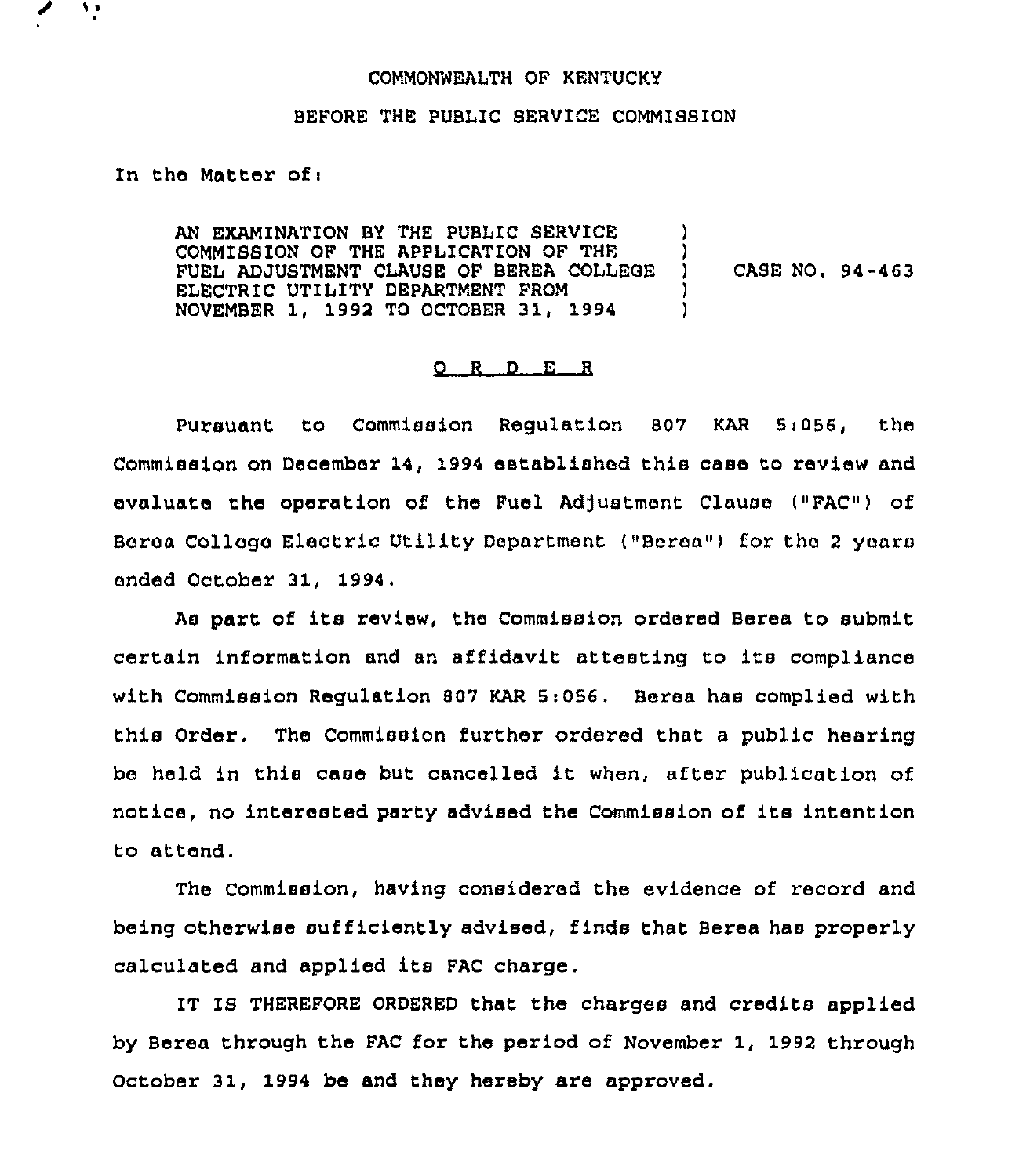COMMONWEALTH OF KENTUCKY

BEFORE THE PUBLIC SERVICE COMMISSION

In the Matter of:

| | | |
|---|---|---|
| AN EXAMINATION BY THE PUBLIC SERVICE COMMISSION OF THE APPLICATION OF THE FUEL ADJUSTMENT CLAUSE OF BEREA COLLEGE ELECTRIC UTILITY DEPARTMENT FROM NOVEMBER 1, 1992 TO OCTOBER 31, 1994 | ) | CASE NO. 94-463 |

O R D E R

Pursuant to Commission Regulation 807 KAR 5:056, the Commission on December 14, 1994 established this case to review and evaluate the operation of the Fuel Adjustment Clause ("FAC") of Berea College Electric Utility Department ("Berea") for the 2 years ended October 31, 1994.

As part of its review, the Commission ordered Berea to submit certain information and an affidavit attesting to its compliance with Commission Regulation 807 KAR 5:056. Berea has complied with this Order. The Commission further ordered that a public hearing be held in this case but cancelled it when, after publication of notice, no interested party advised the Commission of its intention to attend.

The Commission, having considered the evidence of record and being otherwise sufficiently advised, finds that Berea has properly calculated and applied its FAC charge.

IT IS THEREFORE ORDERED that the charges and credits applied by Berea through the FAC for the period of November 1, 1992 through October 31, 1994 be and they hereby are approved.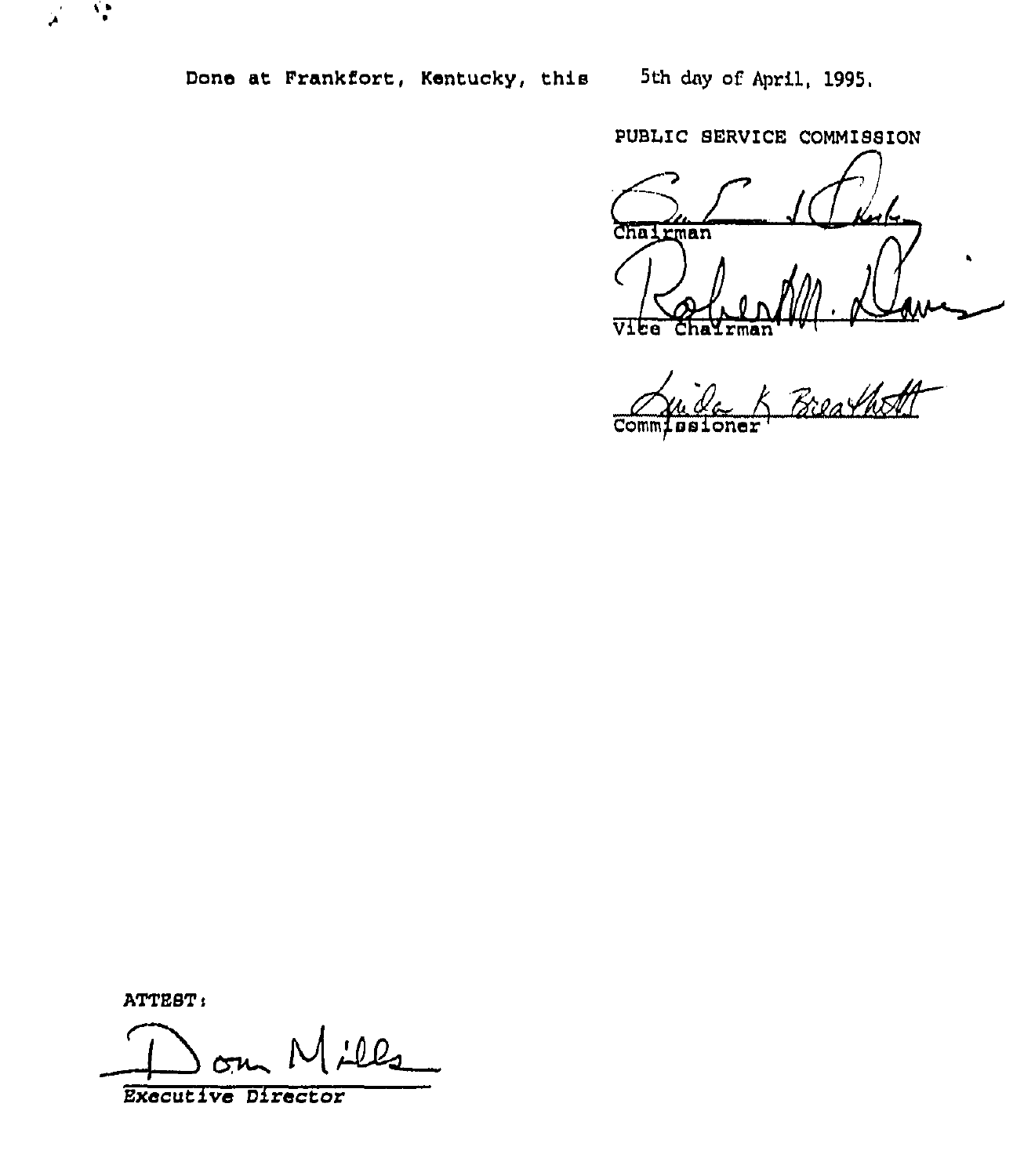Done at Frankfort, Kentucky, this 5th day of April, 1995.

PUBLIC SERVICE COMMISSION

Chairman

Vice Chairman

Commissioner

ATTEST:

Executive Director